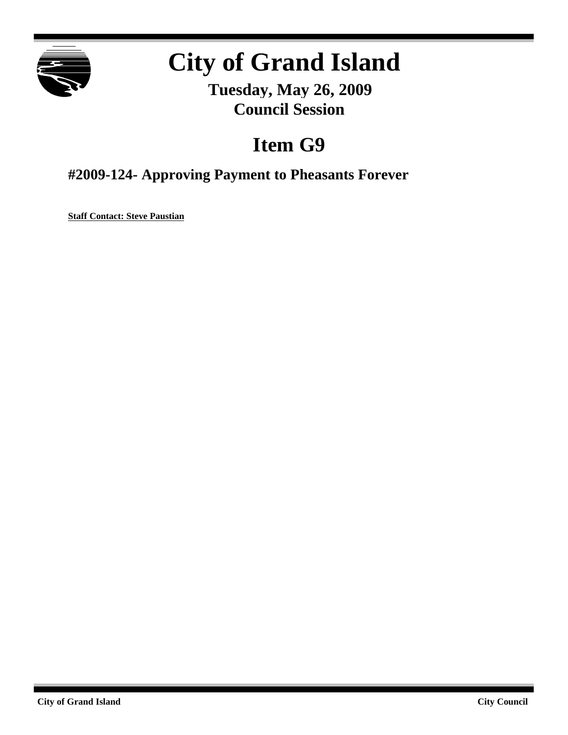# City of Grand Island

**Tuesday, May 26, 2009**
**Council Session**

## Item G9

### #2009-124- Approving Payment to Pheasants Forever

**Staff Contact: Steve Paustian**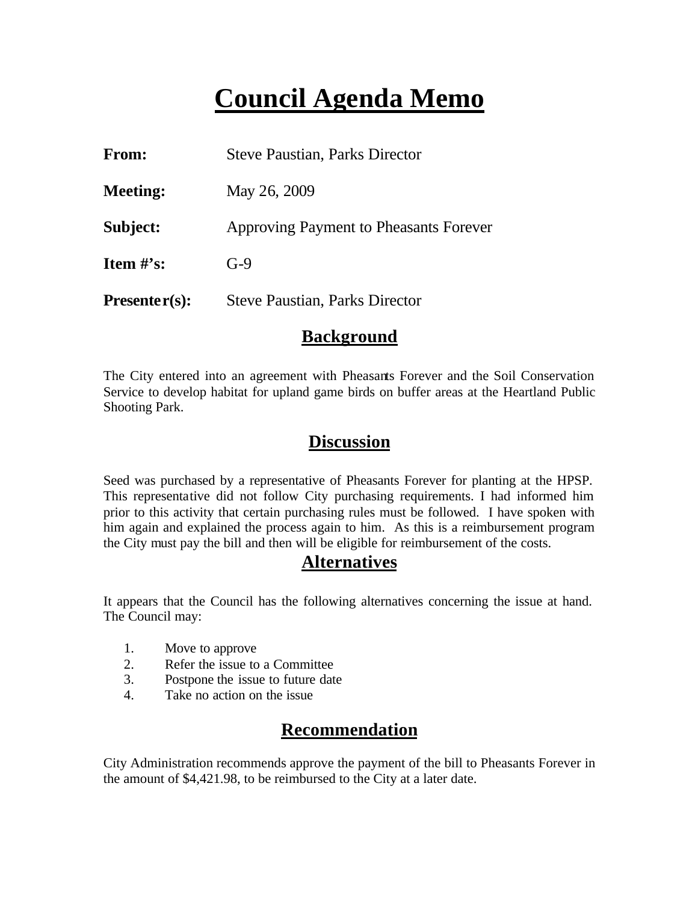# Council Agenda Memo

**From:** Steve Paustian, Parks Director

**Meeting:** May 26, 2009

**Subject:** Approving Payment to Pheasants Forever

**Item #'s:** G-9

**Presenter(s):** Steve Paustian, Parks Director

## Background

The City entered into an agreement with Pheasants Forever and the Soil Conservation Service to develop habitat for upland game birds on buffer areas at the Heartland Public Shooting Park.

## Discussion

Seed was purchased by a representative of Pheasants Forever for planting at the HPSP. This representative did not follow City purchasing requirements. I had informed him prior to this activity that certain purchasing rules must be followed. I have spoken with him again and explained the process again to him. As this is a reimbursement program the City must pay the bill and then will be eligible for reimbursement of the costs.

## Alternatives

It appears that the Council has the following alternatives concerning the issue at hand. The Council may:

1. Move to approve
2. Refer the issue to a Committee
3. Postpone the issue to future date
4. Take no action on the issue

## Recommendation

City Administration recommends approve the payment of the bill to Pheasants Forever in the amount of $4,421.98, to be reimbursed to the City at a later date.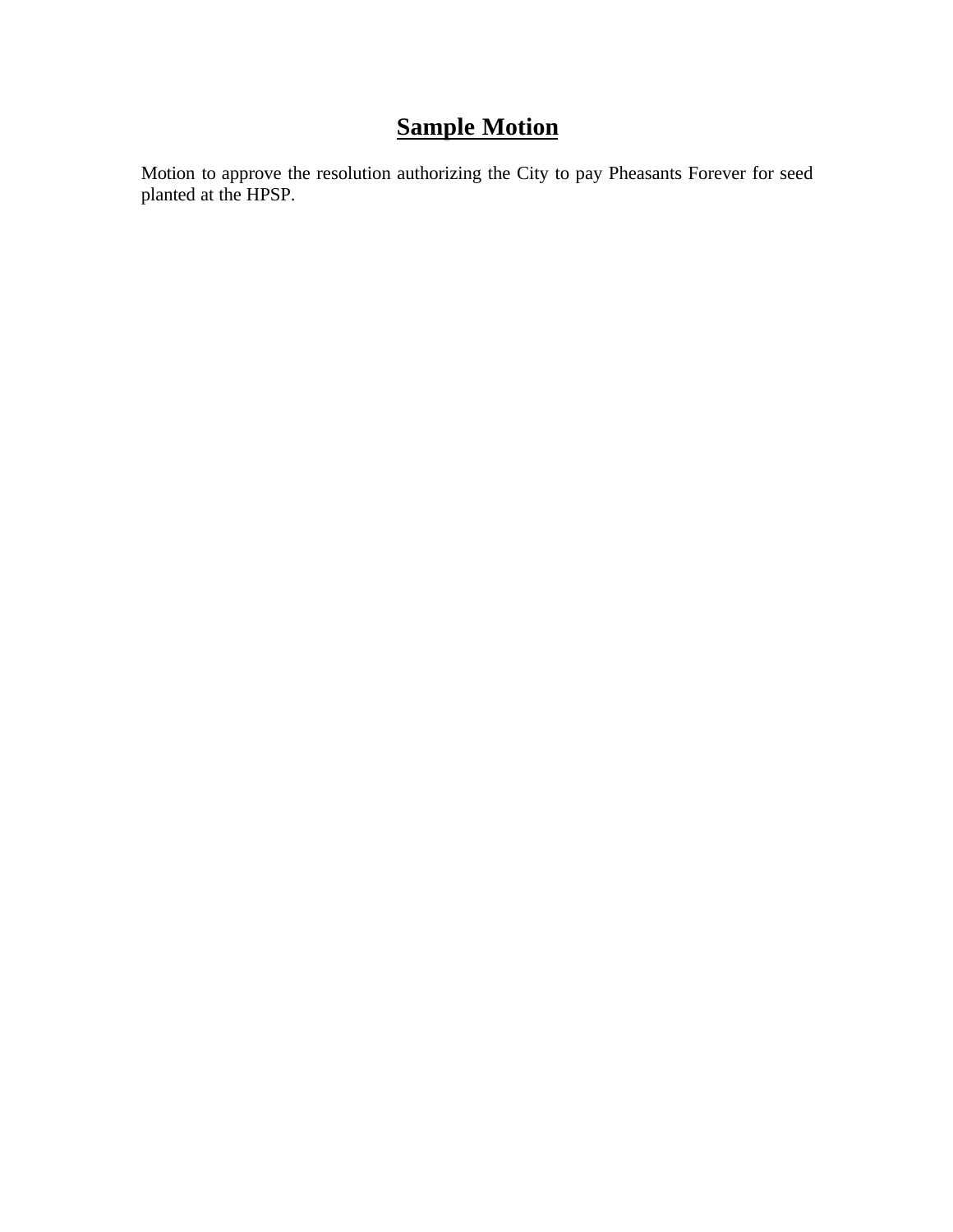# **Sample Motion**

Motion to approve the resolution authorizing the City to pay Pheasants Forever for seed planted at the HPSP.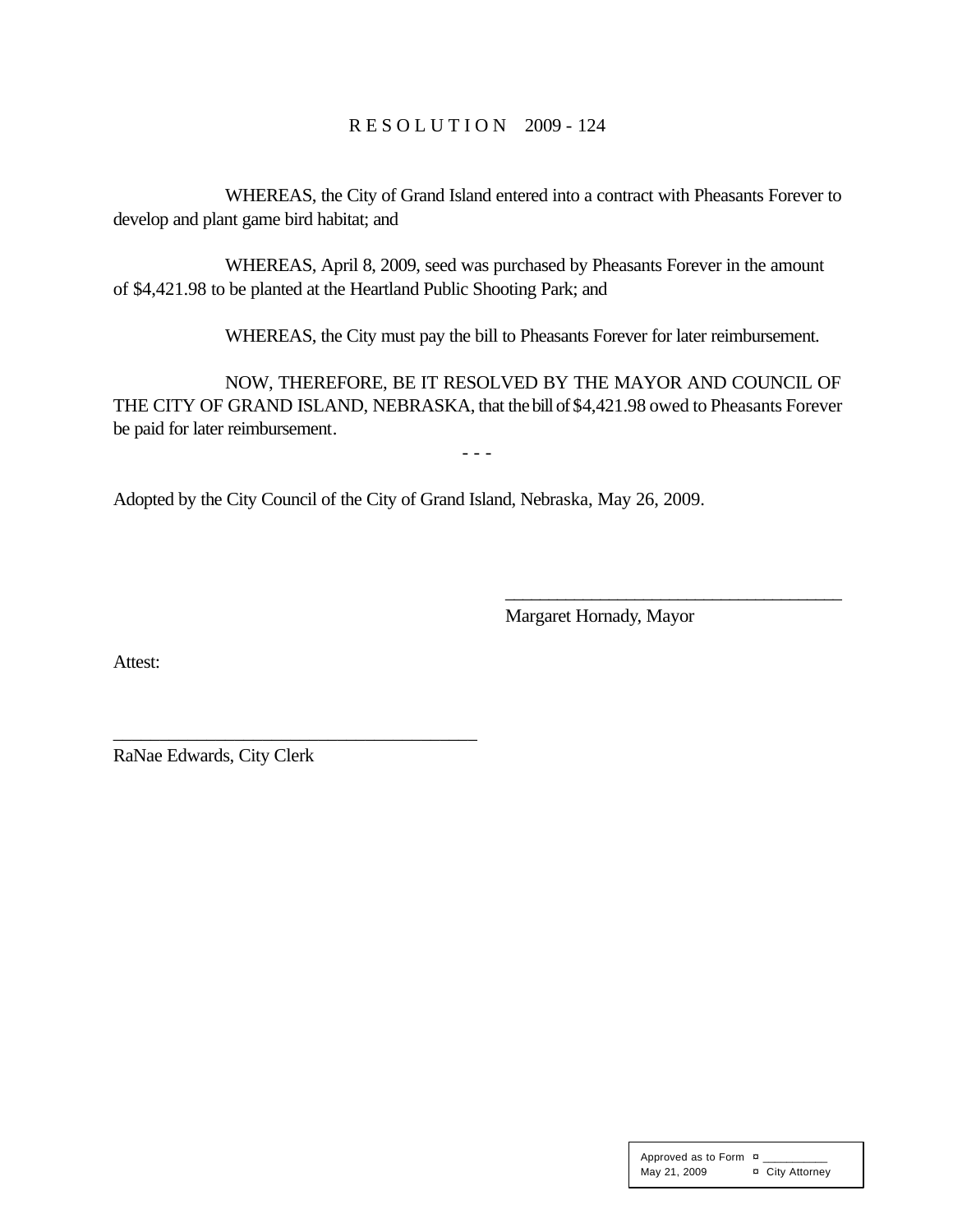# R E S O L U T I O N 2009 - 124

WHEREAS, the City of Grand Island entered into a contract with Pheasants Forever to develop and plant game bird habitat; and

WHEREAS, April 8, 2009, seed was purchased by Pheasants Forever in the amount of $4,421.98 to be planted at the Heartland Public Shooting Park; and

WHEREAS, the City must pay the bill to Pheasants Forever for later reimbursement.

NOW, THEREFORE, BE IT RESOLVED BY THE MAYOR AND COUNCIL OF THE CITY OF GRAND ISLAND, NEBRASKA, that the bill of $4,421.98 owed to Pheasants Forever be paid for later reimbursement.

\- - -

Adopted by the City Council of the City of Grand Island, Nebraska, May 26, 2009.

\_\_\_\_\_\_\_\_\_\_\_\_\_\_\_\_\_\_\_\_\_\_\_\_\_\_\_\_\_\_\_\_\_\_\_\_\_\_\_

Margaret Hornady, Mayor

Attest:

\_\_\_\_\_\_\_\_\_\_\_\_\_\_\_\_\_\_\_\_\_\_\_\_\_\_\_\_\_\_\_\_\_\_\_\_\_\_\_

RaNae Edwards, City Clerk

| | |
|---|---|
| Approved as to Form | ¤ \_\_\_\_\_\_\_\_\_\_ |
| May 21, 2009 | ¤ City Attorney |